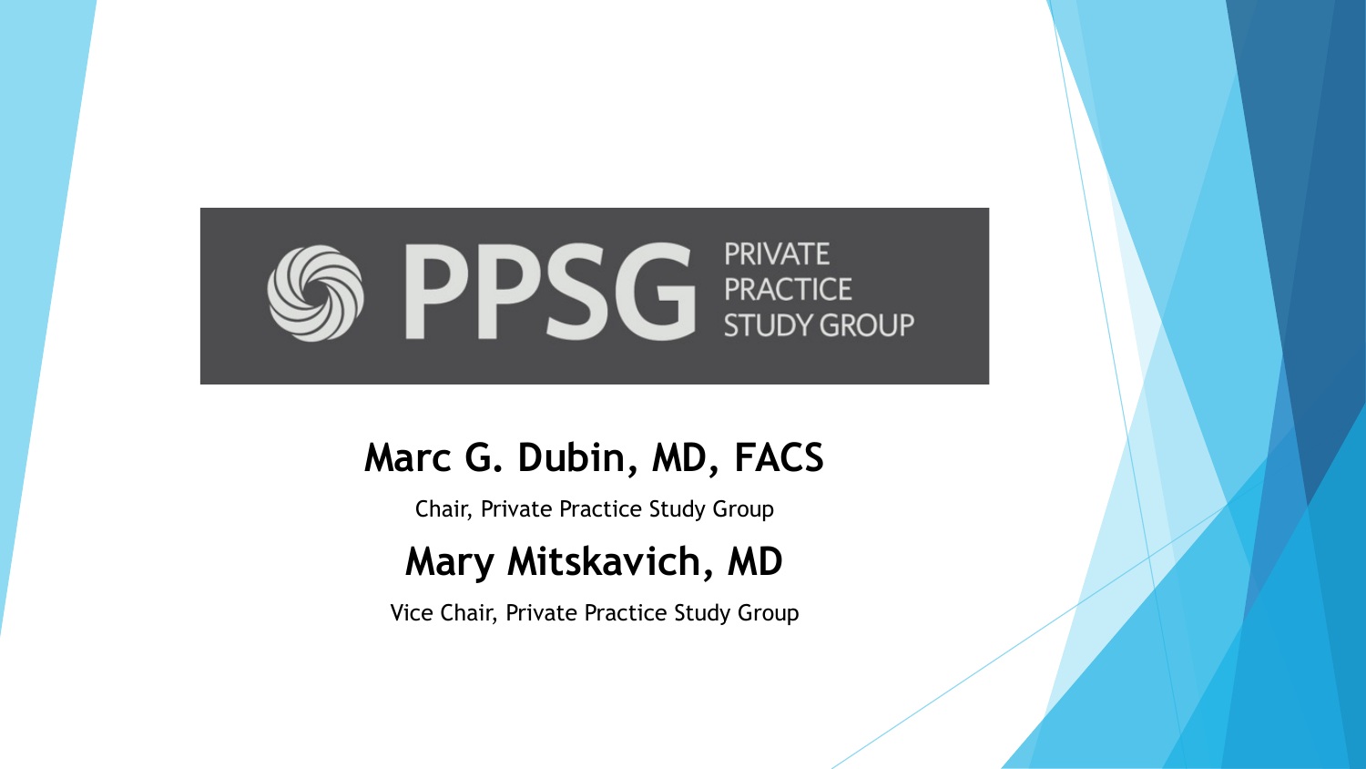# PPSG PRIVATE PRACTICE STUDY GROUP

**Marc G. Dubin, MD, FACS**

Chair, Private Practice Study Group

**Mary Mitskavich, MD**

Vice Chair, Private Practice Study Group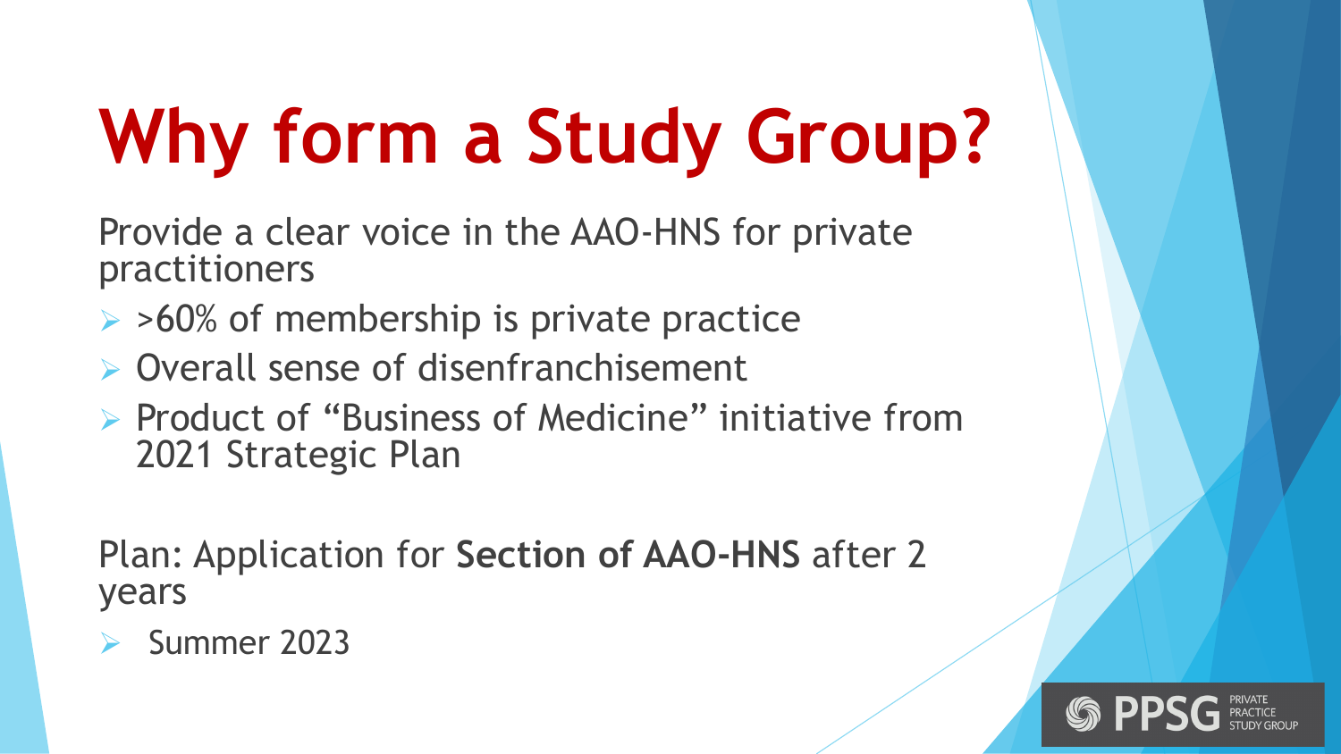# Why form a Study Group?

Provide a clear voice in the AAO-HNS for private practitioners

- >60% of membership is private practice
- Overall sense of disenfranchisement
- Product of "Business of Medicine" initiative from 2021 Strategic Plan

Plan: Application for **Section of AAO-HNS** after 2 years

- Summer 2023

PPSG PRIVATE PRACTICE STUDY GROUP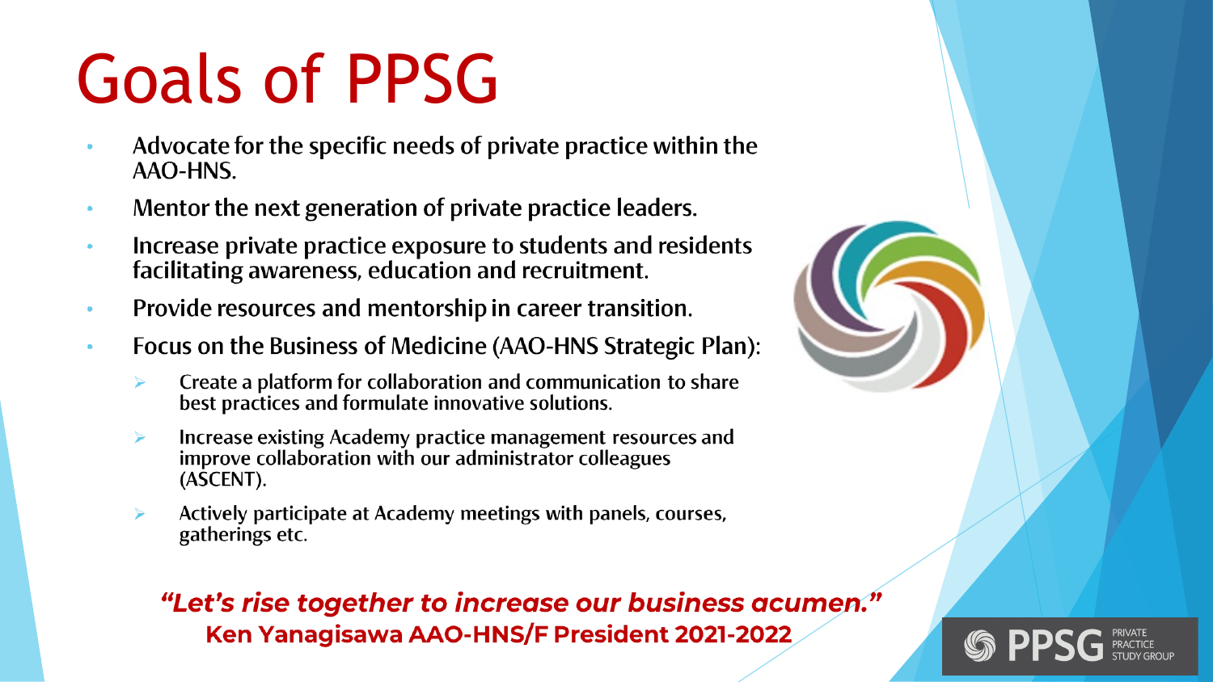# Goals of PPSG

- Advocate for the specific needs of private practice within the AAO-HNS.
- Mentor the next generation of private practice leaders.
- Increase private practice exposure to students and residents facilitating awareness, education and recruitment.
- Provide resources and mentorship in career transition.
- Focus on the Business of Medicine (AAO-HNS Strategic Plan):
  - Create a platform for collaboration and communication to share best practices and formulate innovative solutions.
  - Increase existing Academy practice management resources and improve collaboration with our administrator colleagues (ASCENT).
  - Actively participate at Academy meetings with panels, courses, gatherings etc.

***"Let's rise together to increase our business acumen."***
**Ken Yanagisawa AAO-HNS/F President 2021-2022**

PPSG PRIVATE PRACTICE STUDY GROUP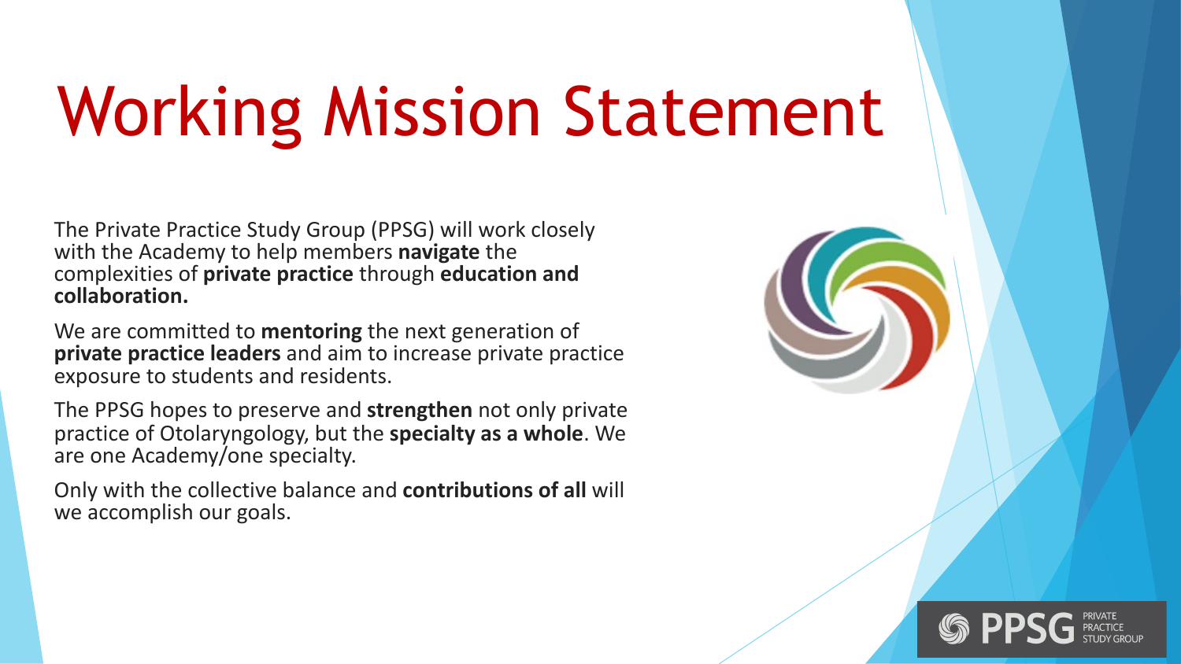# Working Mission Statement

The Private Practice Study Group (PPSG) will work closely with the Academy to help members **navigate** the complexities of **private practice** through **education and collaboration.**

We are committed to **mentoring** the next generation of **private practice leaders** and aim to increase private practice exposure to students and residents.

The PPSG hopes to preserve and **strengthen** not only private practice of Otolaryngology, but the **specialty as a whole**. We are one Academy/one specialty.

Only with the collective balance and **contributions of all** will we accomplish our goals.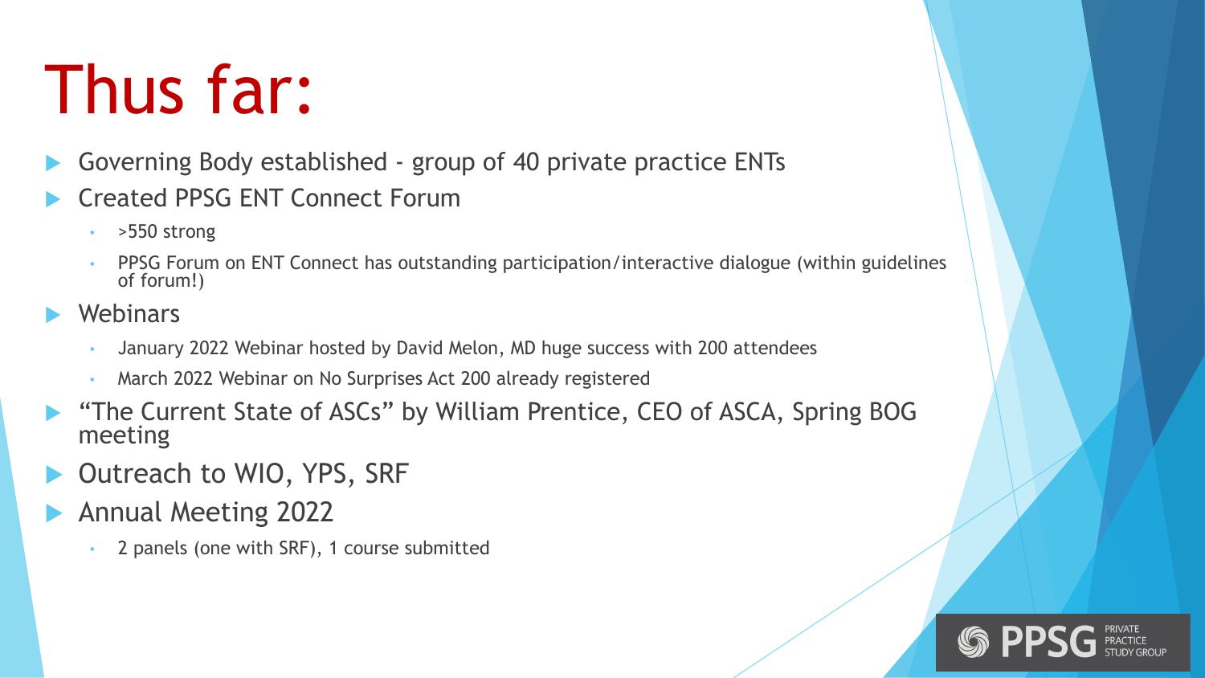# Thus far:

- Governing Body established - group of 40 private practice ENTs
- Created PPSG ENT Connect Forum
  - >550 strong
  - PPSG Forum on ENT Connect has outstanding participation/interactive dialogue (within guidelines of forum!)
- Webinars
  - January 2022 Webinar hosted by David Melon, MD huge success with 200 attendees
  - March 2022 Webinar on No Surprises Act 200 already registered
- "The Current State of ASCs" by William Prentice, CEO of ASCA, Spring BOG meeting
- Outreach to WIO, YPS, SRF
- Annual Meeting 2022
  - 2 panels (one with SRF), 1 course submitted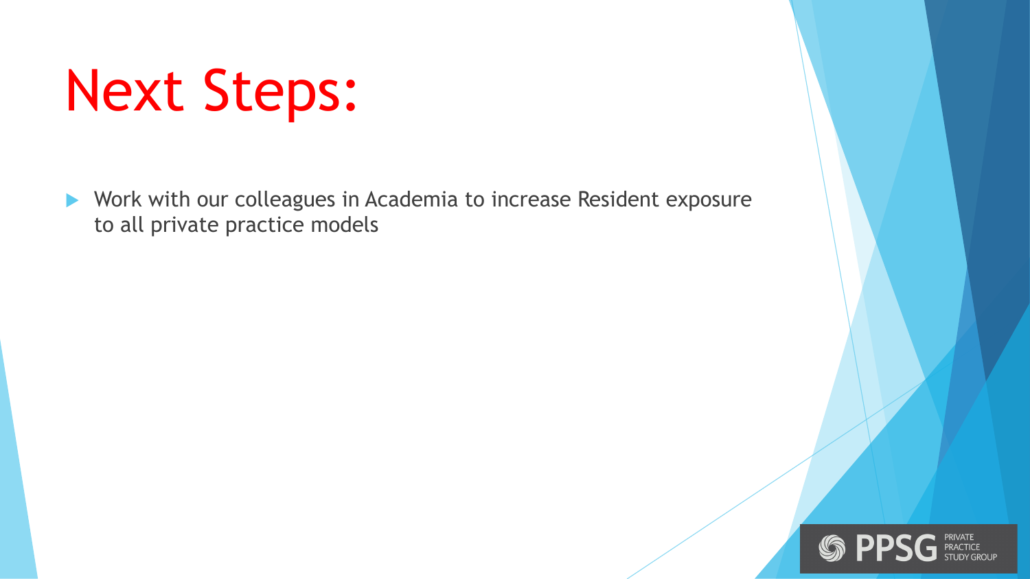# Next Steps:

- Work with our colleagues in Academia to increase Resident exposure to all private practice models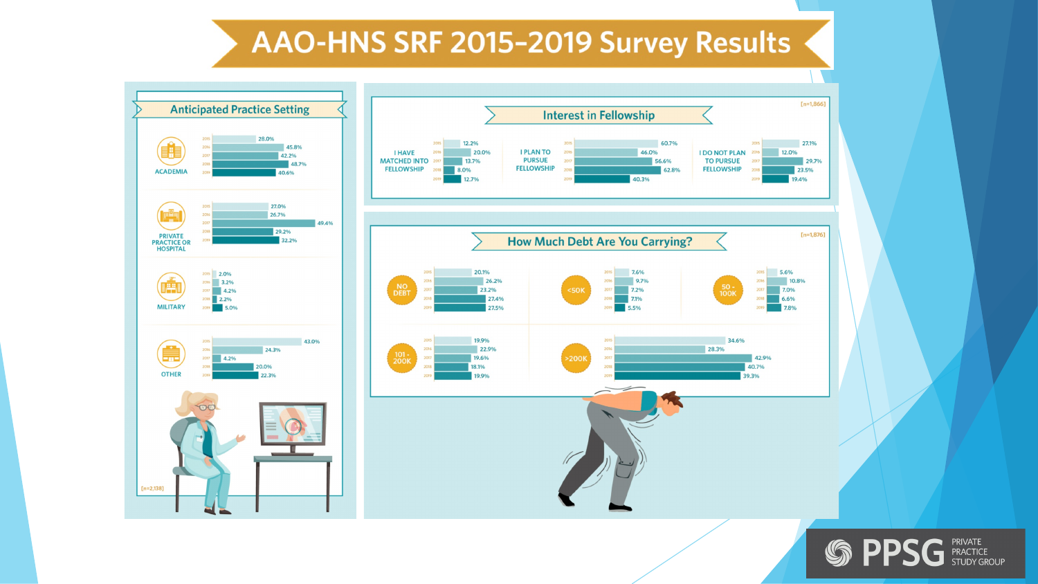# AAO-HNS SRF 2015–2019 Survey Results

## Anticipated Practice Setting

| Setting | 2015 | 2016 | 2017 | 2018 | 2019 |
|---|---|---|---|---|---|
| ACADEMIA | 28.0% | 45.8% | 42.2% | 48.7% | 40.6% |
| PRIVATE PRACTICE OR HOSPITAL | 27.0% | 26.7% | 49.4% | 29.2% | 32.2% |
| MILITARY | 2.0% | 3.2% | 4.2% | 2.2% | 5.0% |
| OTHER | 43.0% | 24.3% | 4.2% | 20.0% | 22.3% |

[n=2,138]

## Interest in Fellowship

[n=1,866]

| Response | 2015 | 2016 | 2017 | 2018 | 2019 |
|---|---|---|---|---|---|
| I HAVE MATCHED INTO FELLOWSHIP | 12.2% | 20.0% | 13.7% | 8.0% | 12.7% |
| I PLAN TO PURSUE FELLOWSHIP | 60.7% | 46.0% | 56.6% | 62.8% | 40.3% |
| I DO NOT PLAN TO PURSUE FELLOWSHIP | 27.1% | 12.0% | 29.7% | 23.5% | 19.4% |

## How Much Debt Are You Carrying?

[n=1,876]

| Debt | 2015 | 2016 | 2017 | 2018 | 2019 |
|---|---|---|---|---|---|
| NO DEBT | 20.1% | 26.2% | 23.2% | 27.4% | 27.5% |
| <50K | 7.6% | 9.7% | 7.2% | 7.1% | 5.5% |
| 50 - 100K | 5.6% | 10.8% | 7.0% | 6.6% | 7.8% |
| 101 - 200K | 19.9% | 22.9% | 19.6% | 18.1% | 19.9% |
| >200K | 34.6% | 28.3% | 42.9% | 40.7% | 39.3% |

PPSG PRIVATE PRACTICE STUDY GROUP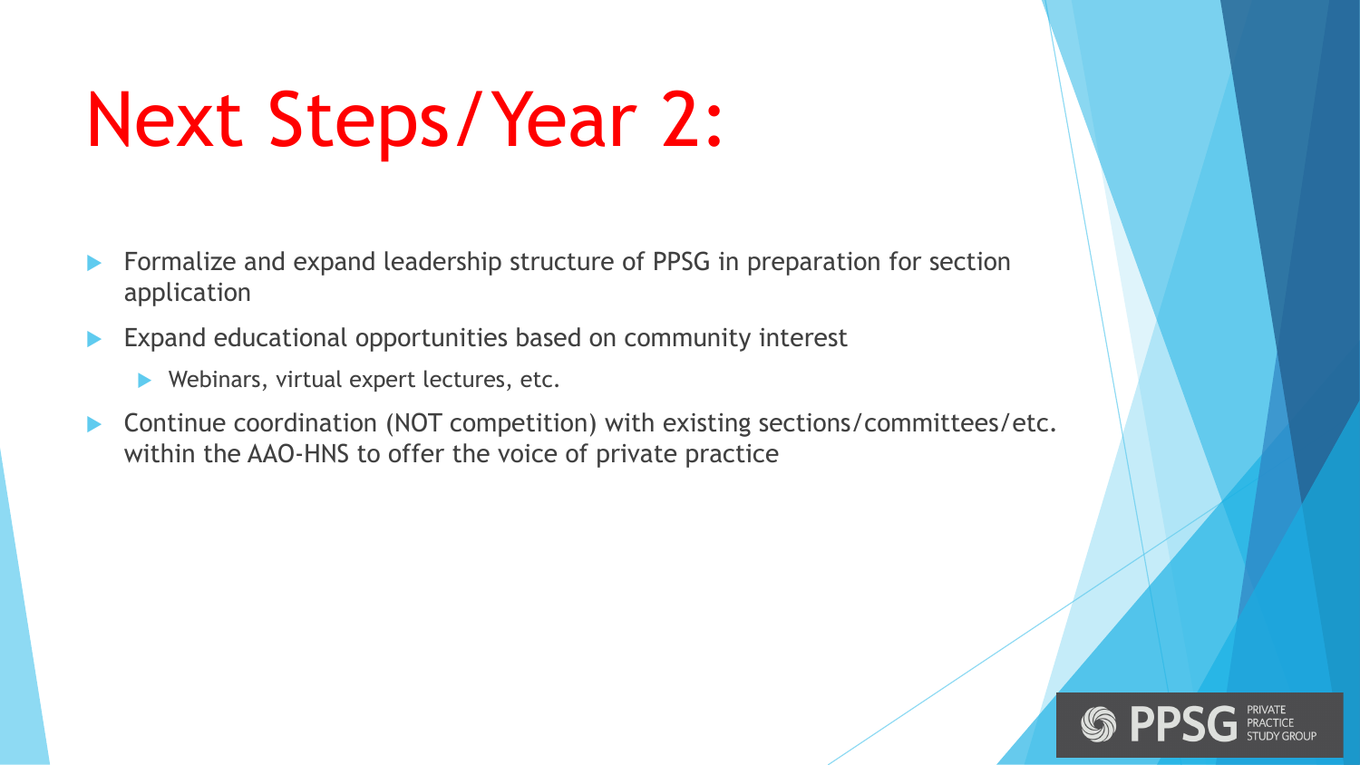# Next Steps/Year 2:

- Formalize and expand leadership structure of PPSG in preparation for section application
- Expand educational opportunities based on community interest
  - Webinars, virtual expert lectures, etc.
- Continue coordination (NOT competition) with existing sections/committees/etc. within the AAO-HNS to offer the voice of private practice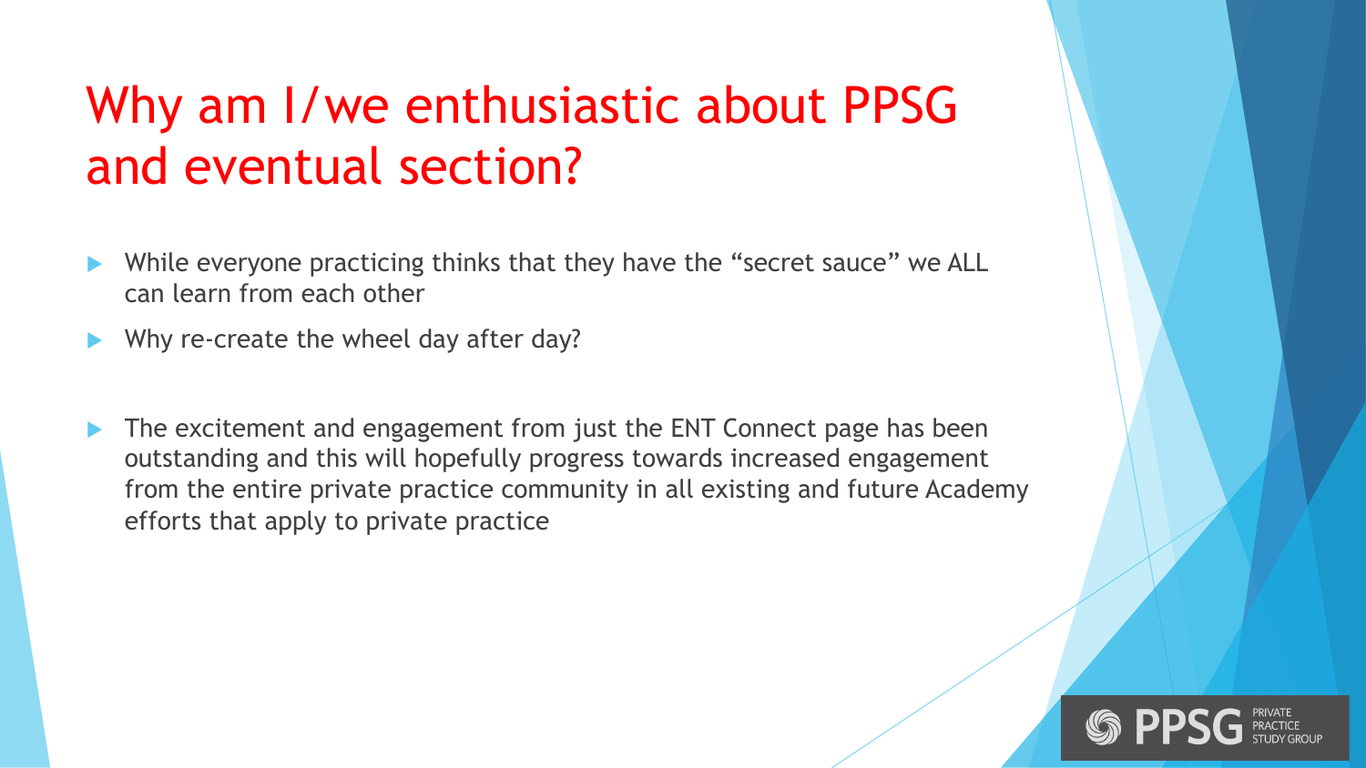# Why am I/we enthusiastic about PPSG and eventual section?

- While everyone practicing thinks that they have the "secret sauce" we ALL can learn from each other
- Why re-create the wheel day after day?
- The excitement and engagement from just the ENT Connect page has been outstanding and this will hopefully progress towards increased engagement from the entire private practice community in all existing and future Academy efforts that apply to private practice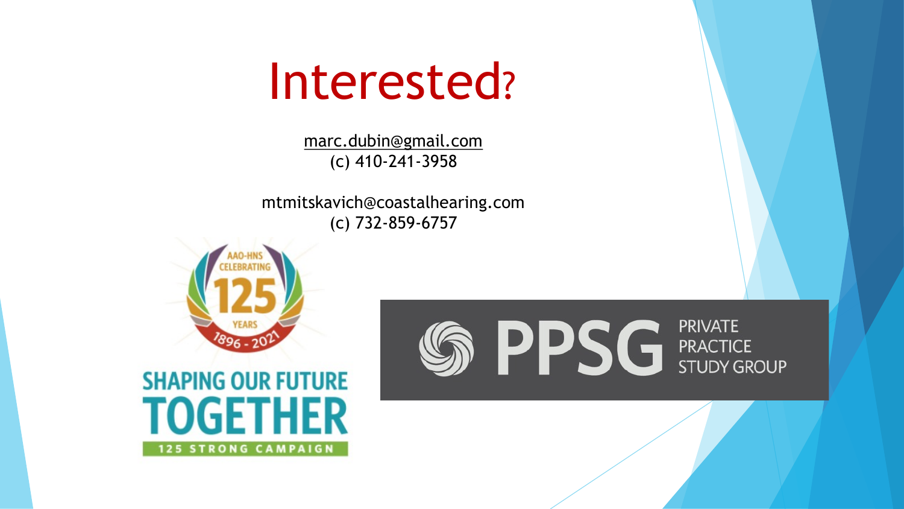# Interested?

marc.dubin@gmail.com
(c) 410-241-3958

mtmitskavich@coastalhearing.com
(c) 732-859-6757

AAO-HNS CELEBRATING 125 YEARS 1896 - 2021

SHAPING OUR FUTURE TOGETHER

125 STRONG CAMPAIGN

PPSG PRIVATE PRACTICE STUDY GROUP